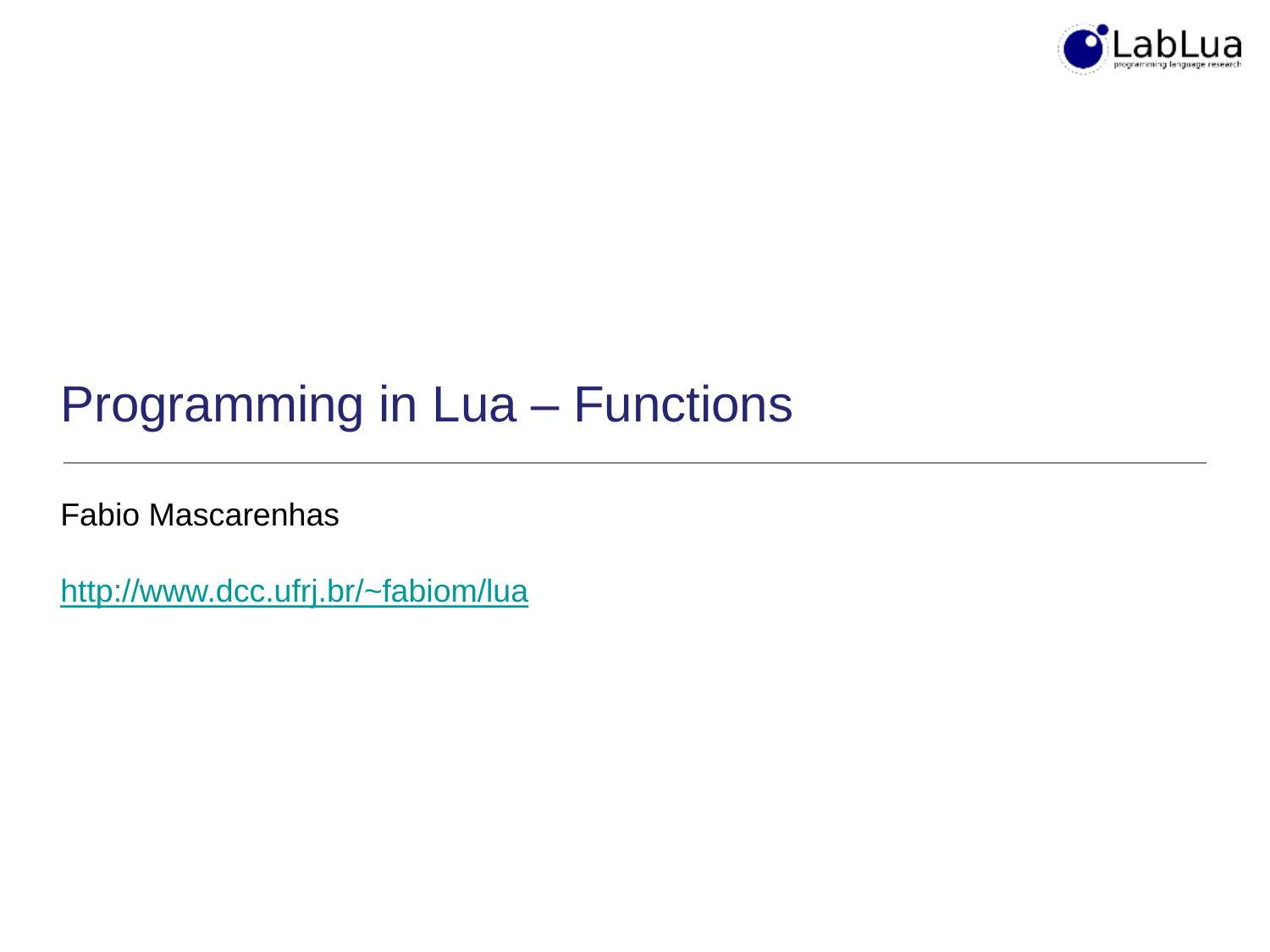# Programming in Lua – Functions

Fabio Mascarenhas

http://www.dcc.ufrj.br/~fabiom/lua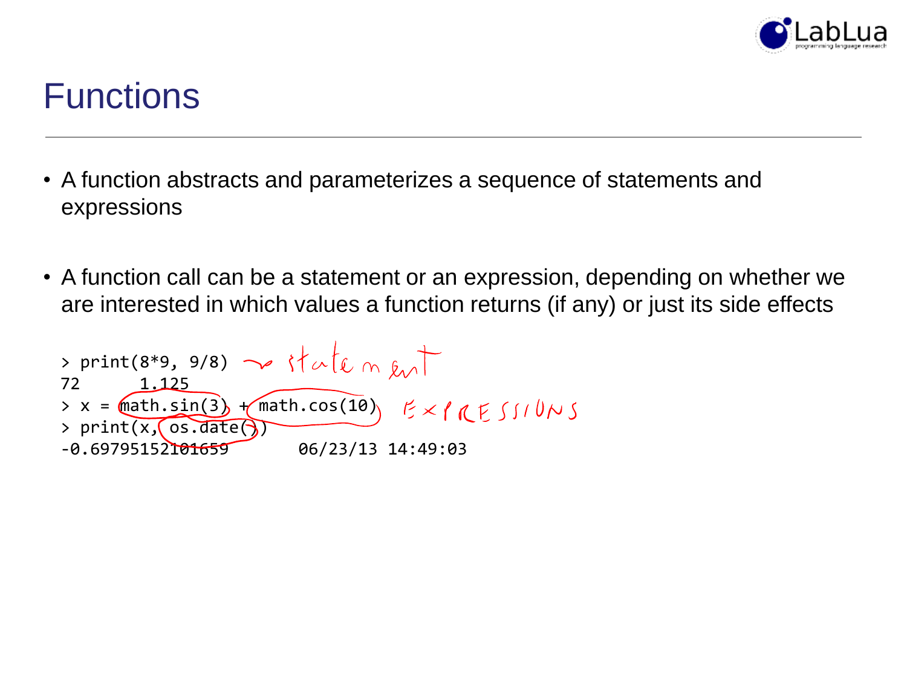# Functions

- A function abstracts and parameterizes a sequence of statements and expressions

- A function call can be a statement or an expression, depending on whether we are interested in which values a function returns (if any) or just its side effects

```
> print(8*9, 9/8)
72      1.125
> x = math.sin(3) + math.cos(10)
> print(x, os.date())
-0.69795152101659       06/23/13 14:49:03
```

statement

EXPRESSIONS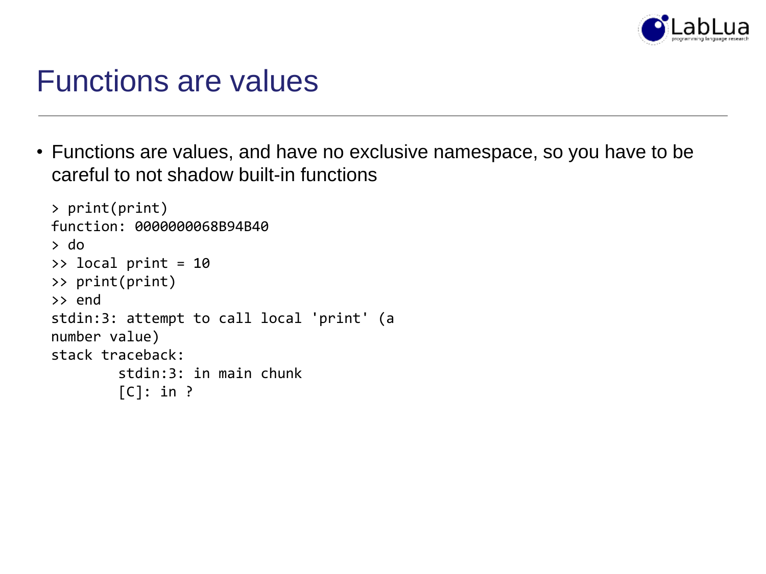# Functions are values

- Functions are values, and have no exclusive namespace, so you have to be careful to not shadow built-in functions

```
> print(print)
function: 0000000068B94B40
> do
>> local print = 10
>> print(print)
>> end
stdin:3: attempt to call local 'print' (a
number value)
stack traceback:
        stdin:3: in main chunk
        [C]: in ?
```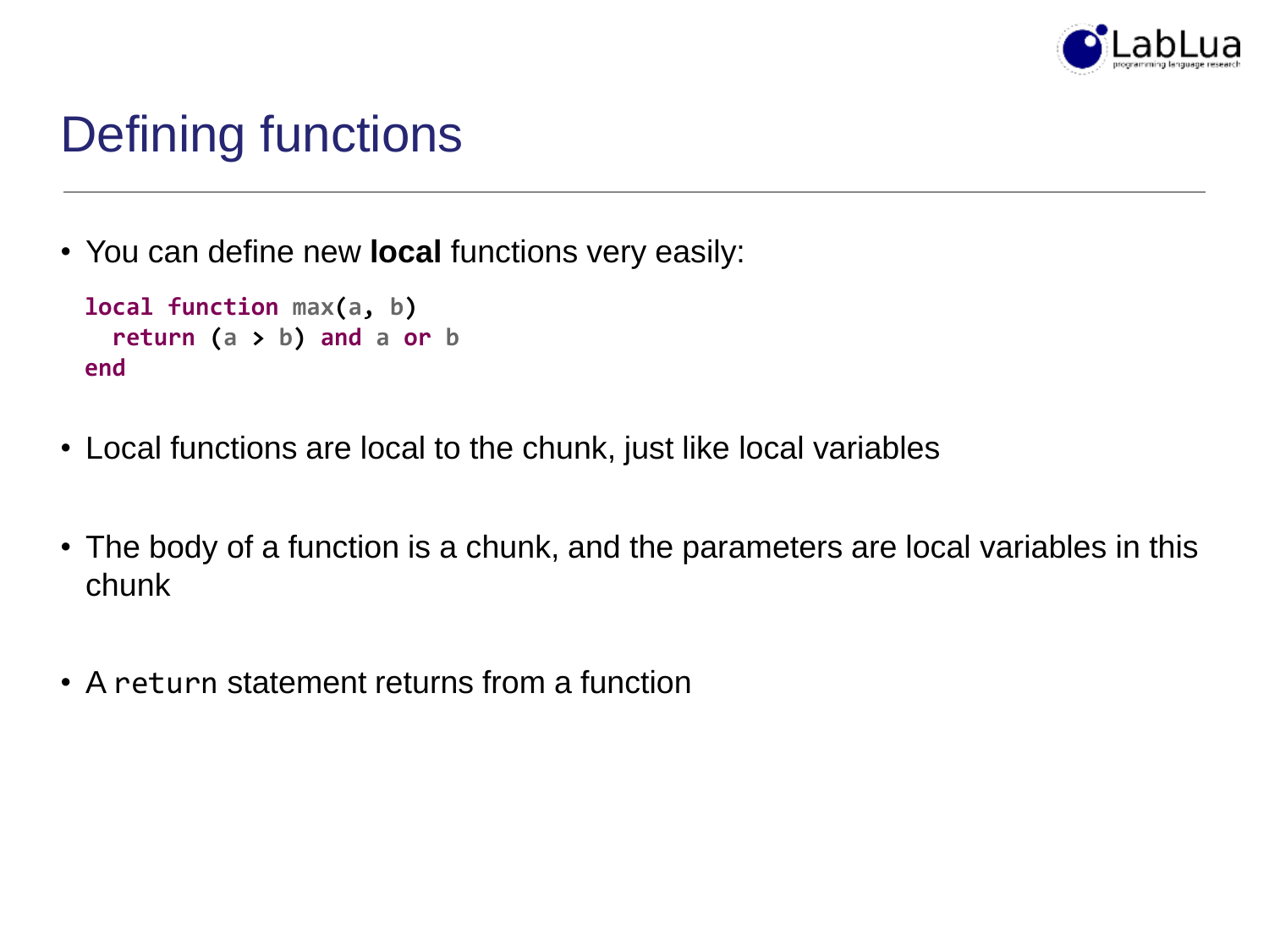# Defining functions

- You can define new **local** functions very easily:

```
local function max(a, b)
  return (a > b) and a or b
end
```

- Local functions are local to the chunk, just like local variables

- The body of a function is a chunk, and the parameters are local variables in this chunk

- A `return` statement returns from a function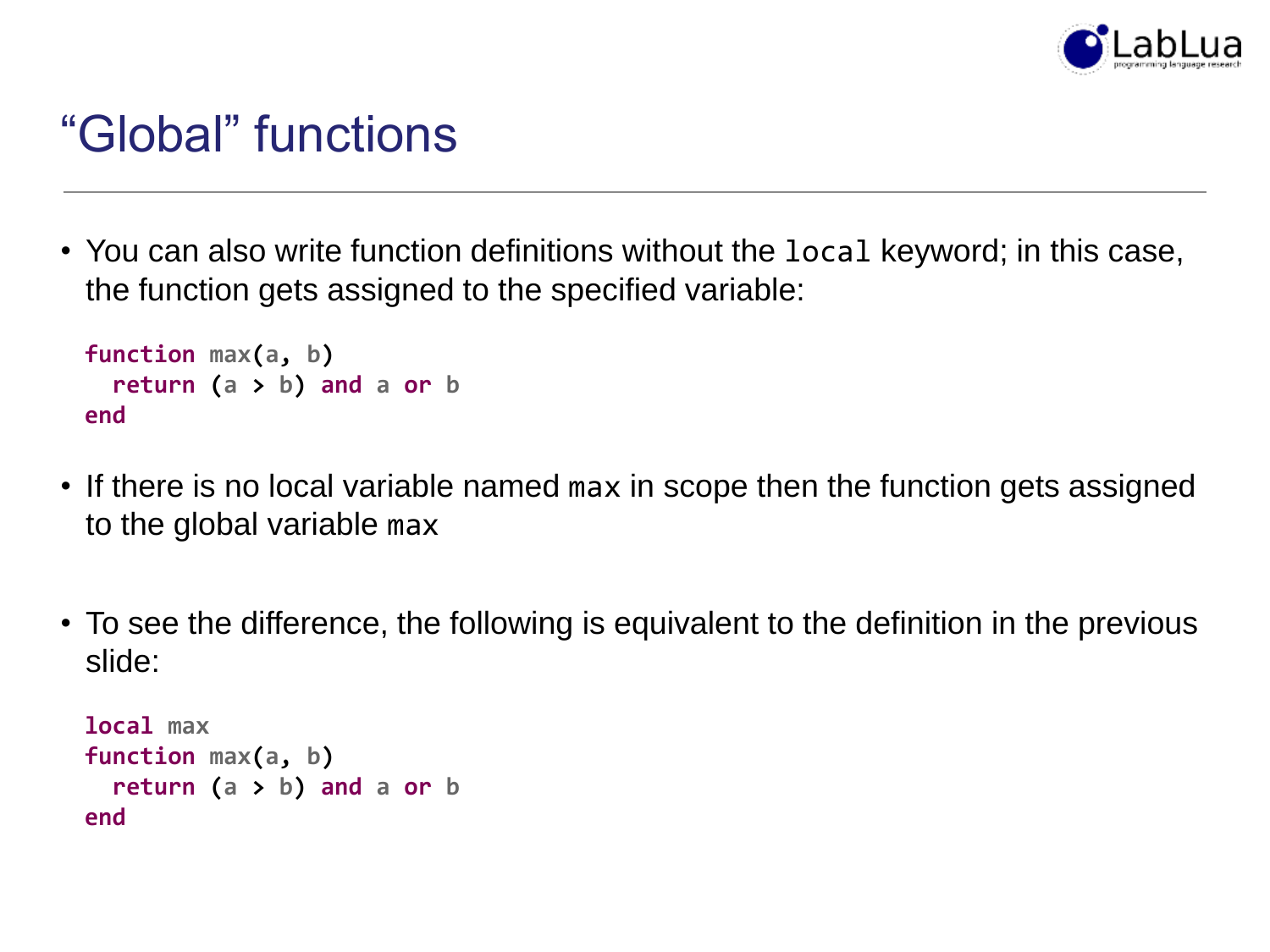# "Global" functions

- You can also write function definitions without the `local` keyword; in this case, the function gets assigned to the specified variable:

```
function max(a, b)
  return (a > b) and a or b
end
```

- If there is no local variable named `max` in scope then the function gets assigned to the global variable `max`

- To see the difference, the following is equivalent to the definition in the previous slide:

```
local max
function max(a, b)
  return (a > b) and a or b
end
```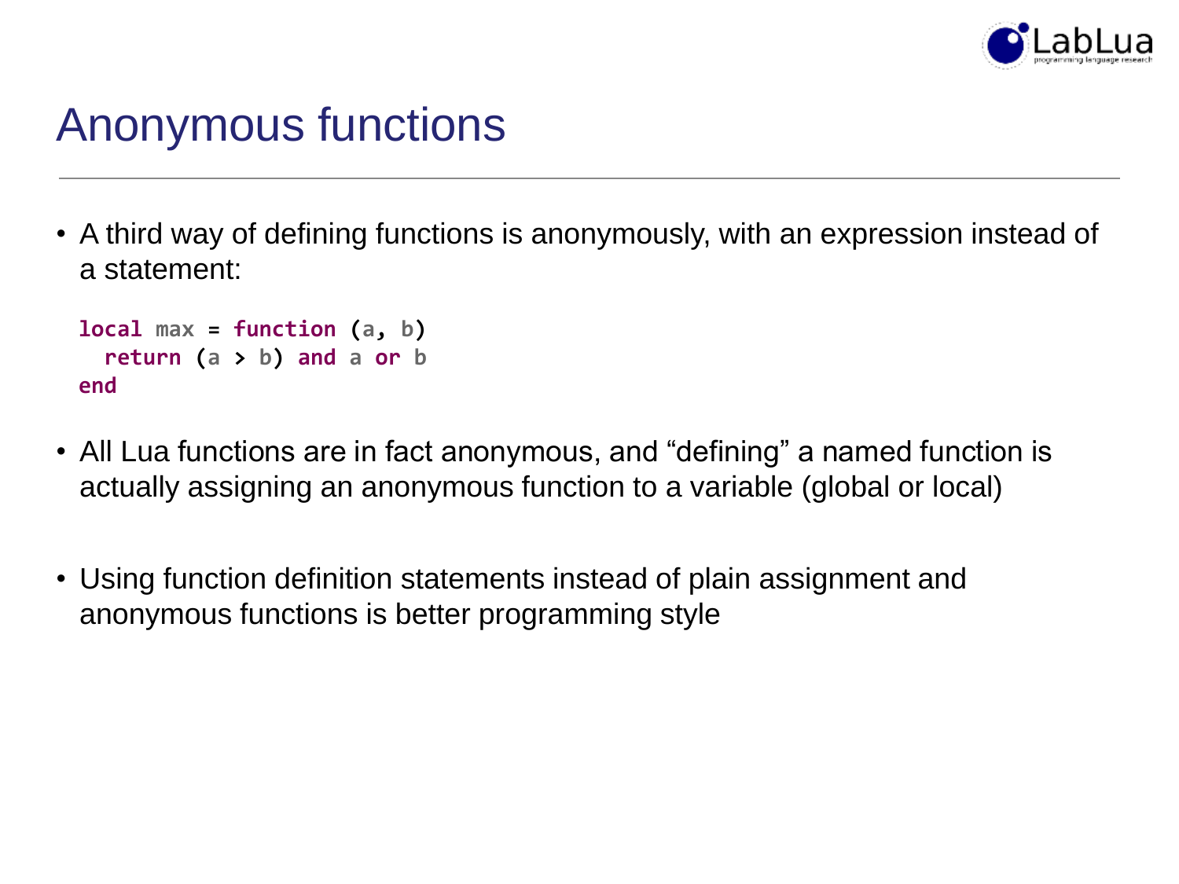# Anonymous functions

- A third way of defining functions is anonymously, with an expression instead of a statement:

```
local max = function (a, b)
  return (a > b) and a or b
end
```

- All Lua functions are in fact anonymous, and "defining" a named function is actually assigning an anonymous function to a variable (global or local)

- Using function definition statements instead of plain assignment and anonymous functions is better programming style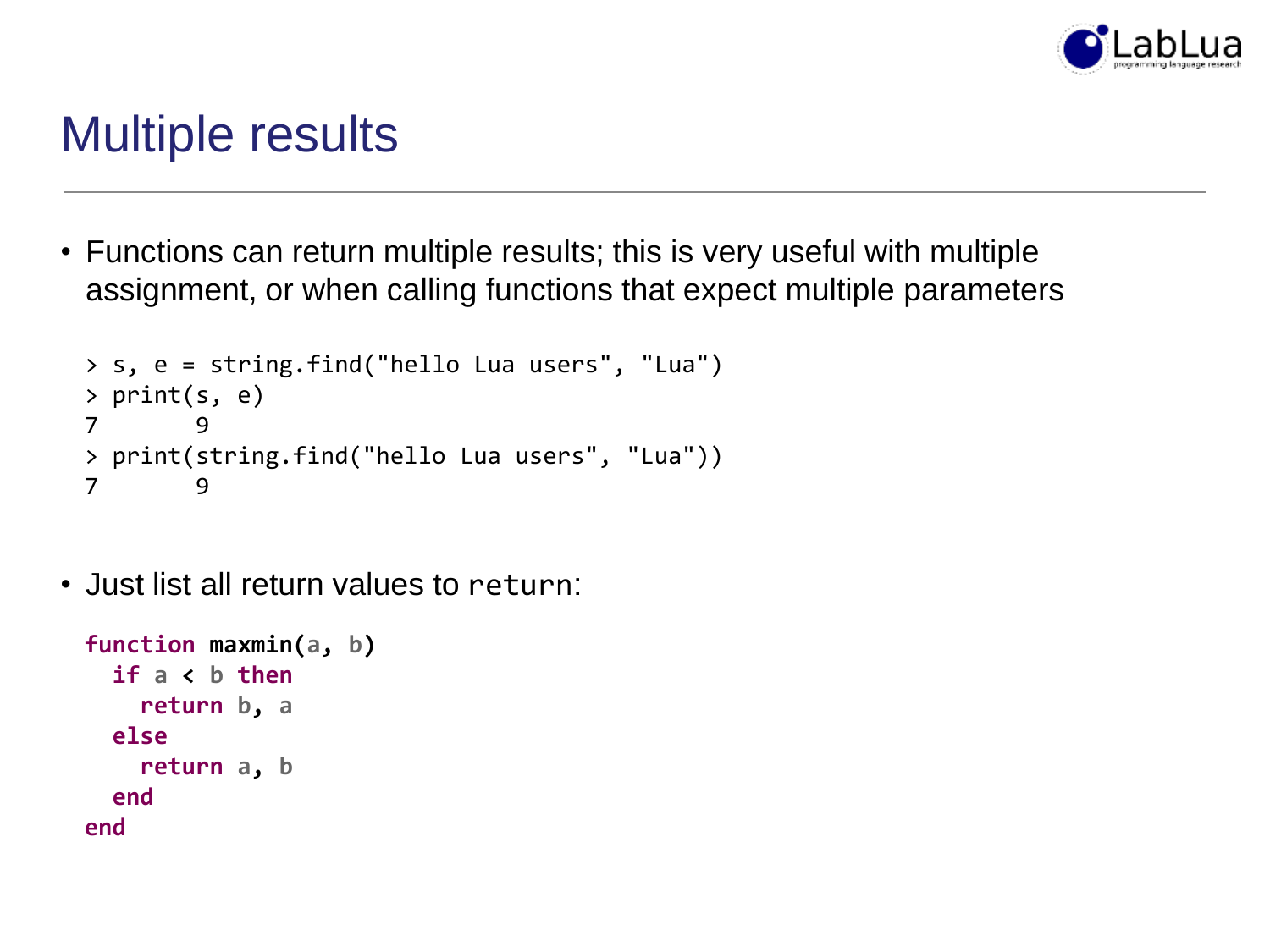# Multiple results

- Functions can return multiple results; this is very useful with multiple assignment, or when calling functions that expect multiple parameters

```
> s, e = string.find("hello Lua users", "Lua")
> print(s, e)
7       9
> print(string.find("hello Lua users", "Lua"))
7       9
```

- Just list all return values to `return`:

```
function maxmin(a, b)
  if a < b then
    return b, a
  else
    return a, b
  end
end
```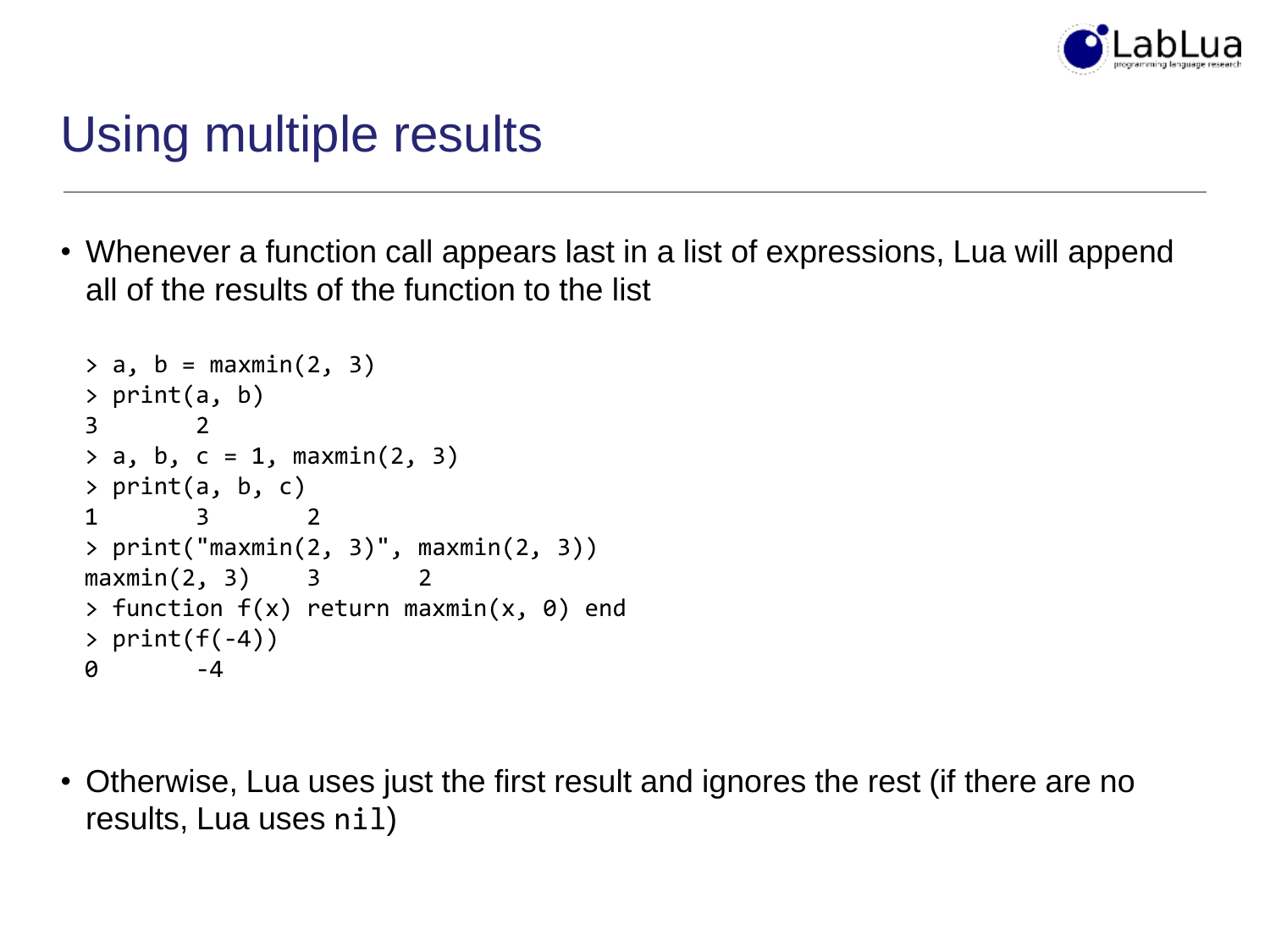# Using multiple results

- Whenever a function call appears last in a list of expressions, Lua will append all of the results of the function to the list

```
> a, b = maxmin(2, 3)
> print(a, b)
3       2
> a, b, c = 1, maxmin(2, 3)
> print(a, b, c)
1       3       2
> print("maxmin(2, 3)", maxmin(2, 3))
maxmin(2, 3)    3       2
> function f(x) return maxmin(x, 0) end
> print(f(-4))
0       -4
```

- Otherwise, Lua uses just the first result and ignores the rest (if there are no results, Lua uses `nil`)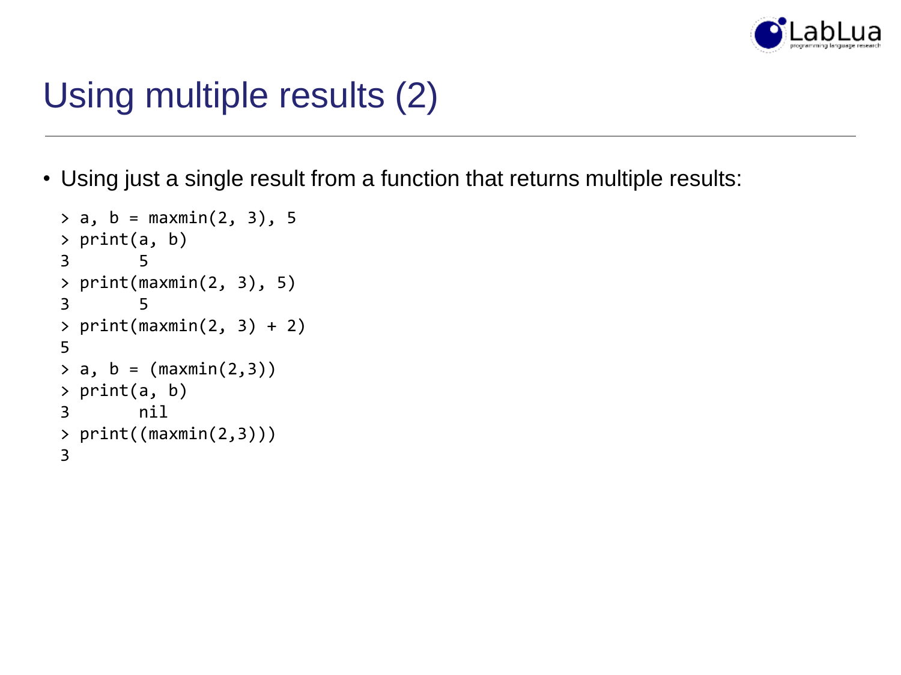# Using multiple results (2)

- Using just a single result from a function that returns multiple results:

```
> a, b = maxmin(2, 3), 5
> print(a, b)
3       5
> print(maxmin(2, 3), 5)
3       5
> print(maxmin(2, 3) + 2)
5
> a, b = (maxmin(2,3))
> print(a, b)
3       nil
> print((maxmin(2,3)))
3
```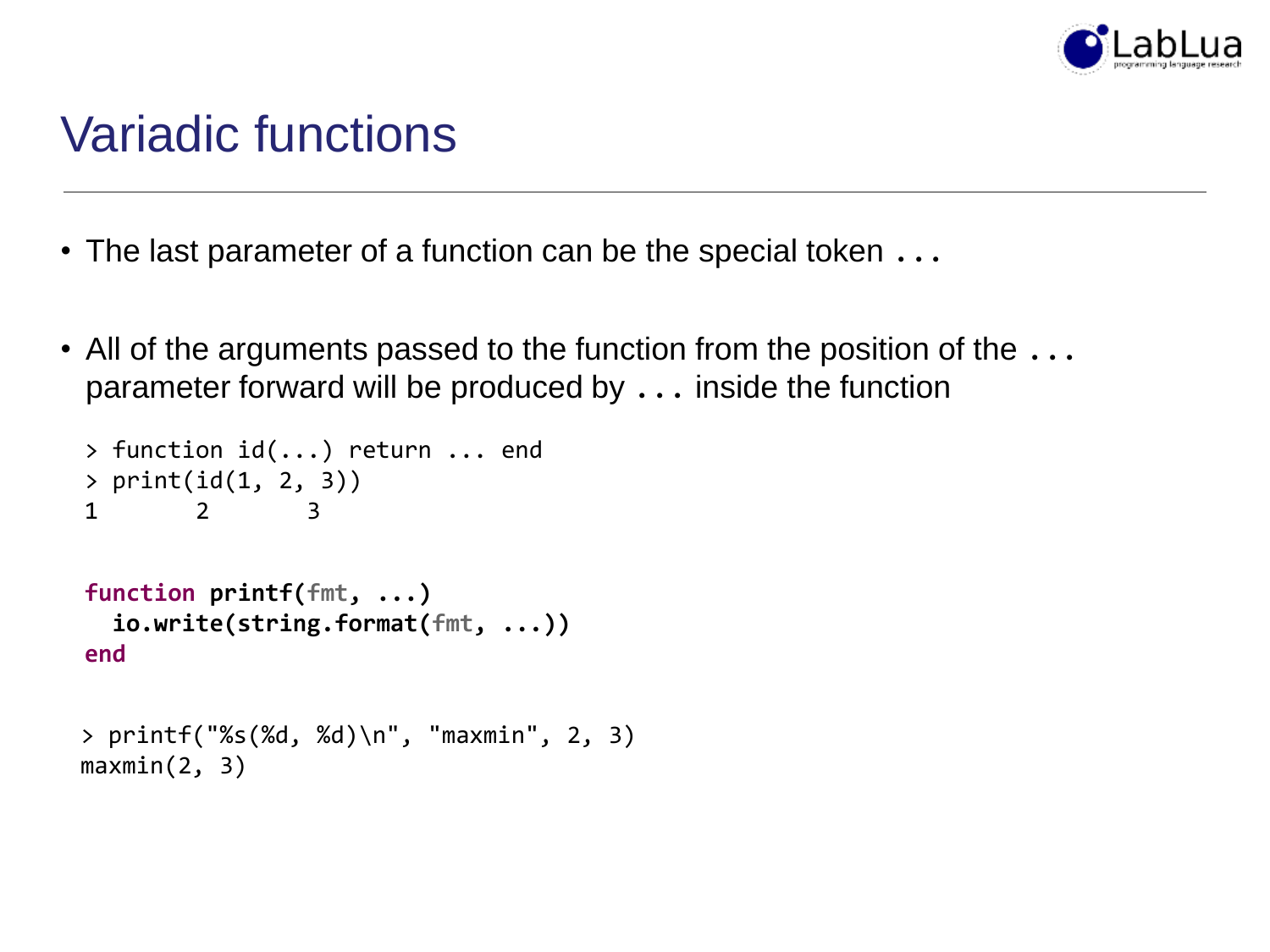# Variadic functions

- The last parameter of a function can be the special token `...`
- All of the arguments passed to the function from the position of the `...` parameter forward will be produced by `...` inside the function

```
> function id(...) return ... end
> print(id(1, 2, 3))
1       2       3
```

```lua
function printf(fmt, ...)
  io.write(string.format(fmt, ...))
end
```

```
> printf("%s(%d, %d)\n", "maxmin", 2, 3)
maxmin(2, 3)
```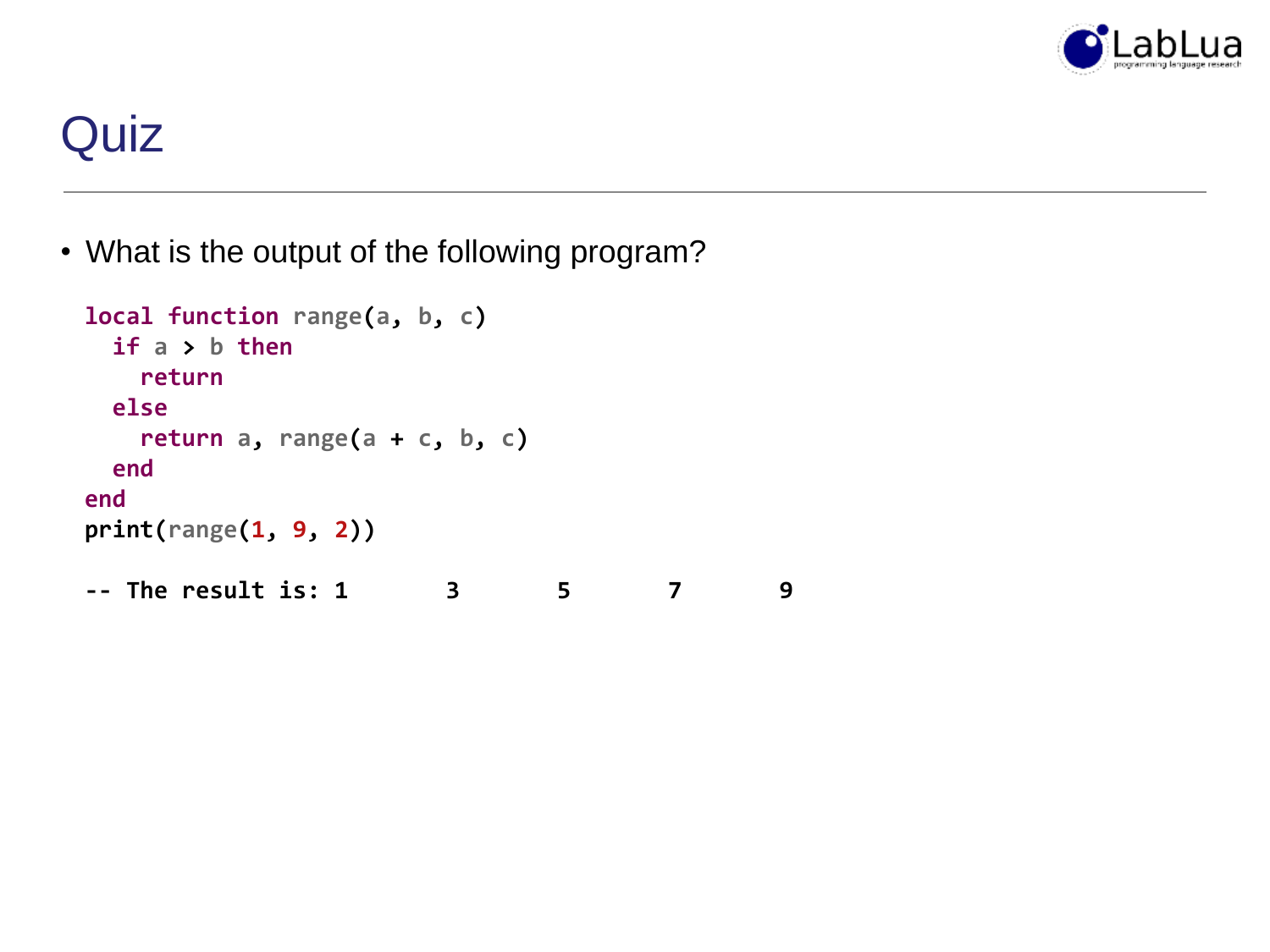# Quiz

- What is the output of the following program?

```
local function range(a, b, c)
  if a > b then
    return
  else
    return a, range(a + c, b, c)
  end
end
print(range(1, 9, 2))

-- The result is: 1       3       5       7       9
```